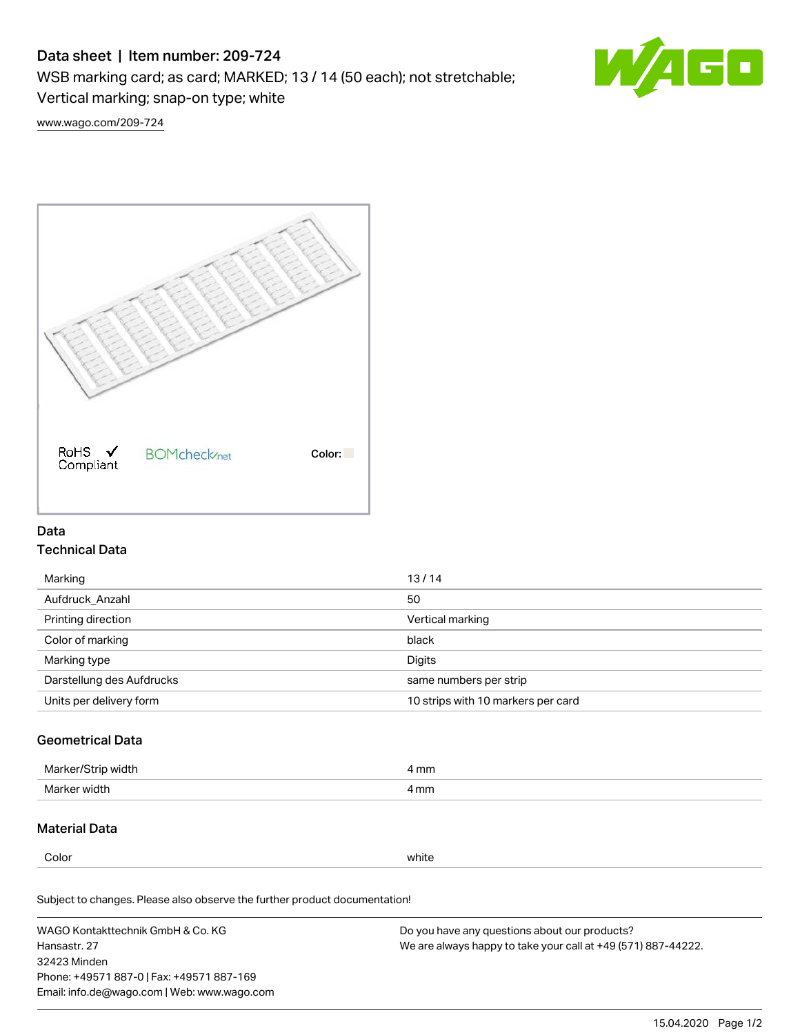# Data sheet | Item number: 209-724

WSB marking card; as card; MARKED; 13 / 14 (50 each); not stretchable; Vertical marking; snap-on type; white

www.wago.com/209-724

RoHS Compliant ✓ BOMcheck.net Color:

## Data

### Technical Data

| | |
|---|---|
| Marking | 13 / 14 |
| Aufdruck_Anzahl | 50 |
| Printing direction | Vertical marking |
| Color of marking | black |
| Marking type | Digits |
| Darstellung des Aufdrucks | same numbers per strip |
| Units per delivery form | 10 strips with 10 markers per card |

### Geometrical Data

| | |
|---|---|
| Marker/Strip width | 4 mm |
| Marker width | 4 mm |

### Material Data

| | |
|---|---|
| Color | white |

Subject to changes. Please also observe the further product documentation!

WAGO Kontakttechnik GmbH & Co. KG
Hansastr. 27
32423 Minden
Phone: +49571 887-0 | Fax: +49571 887-169
Email: info.de@wago.com | Web: www.wago.com

Do you have any questions about our products?
We are always happy to take your call at +49 (571) 887-44222.

15.04.2020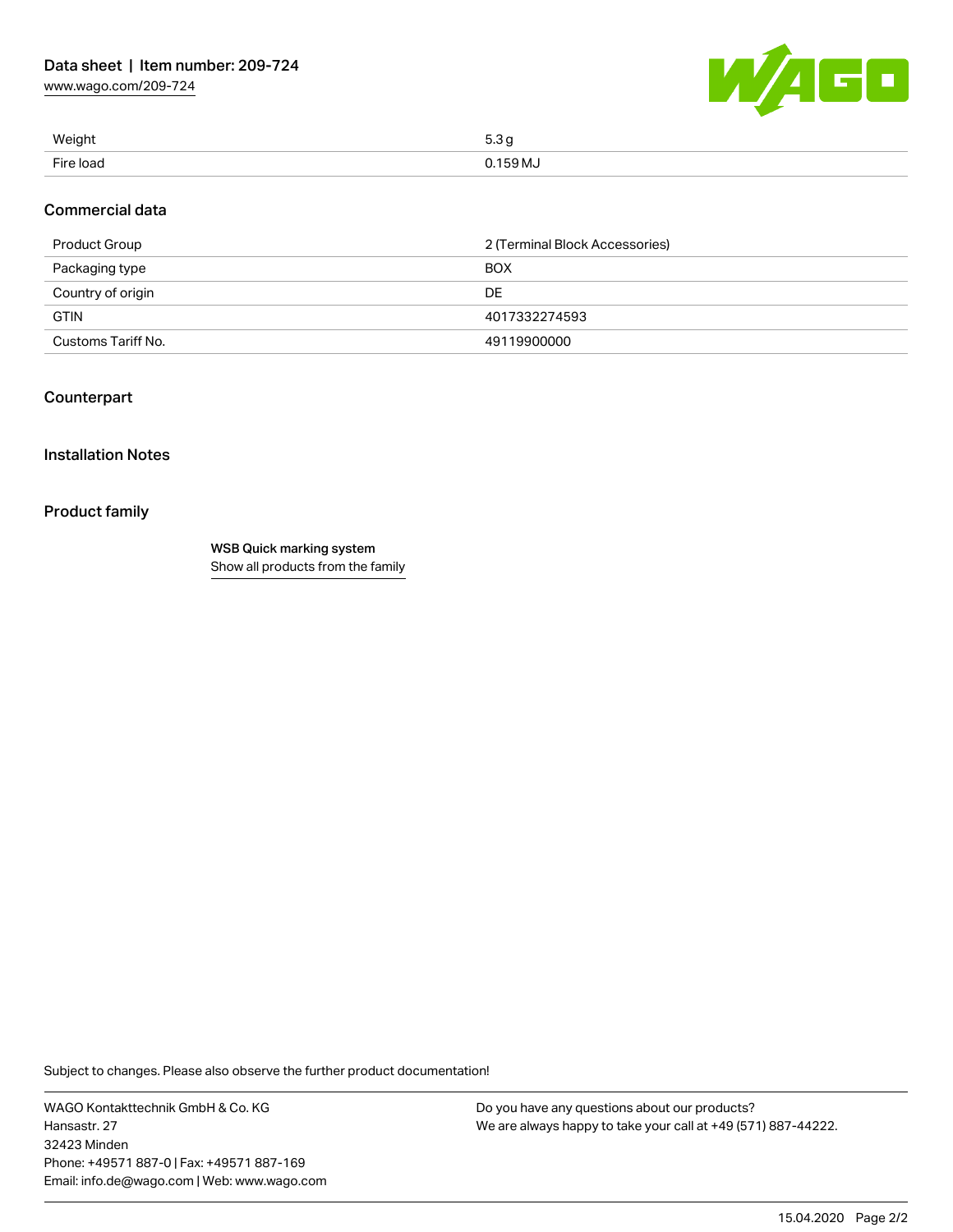| | |
|---|---|
| Weight | 5.3 g |
| Fire load | 0.159 MJ |

## Commercial data

| | |
|---|---|
| Product Group | 2 (Terminal Block Accessories) |
| Packaging type | BOX |
| Country of origin | DE |
| GTIN | 4017332274593 |
| Customs Tariff No. | 49119900000 |

## Counterpart

## Installation Notes

## Product family

WSB Quick marking system
Show all products from the family

Subject to changes. Please also observe the further product documentation!

WAGO Kontakttechnik GmbH & Co. KG
Hansastr. 27
32423 Minden
Phone: +49571 887-0 | Fax: +49571 887-169
Email: info.de@wago.com | Web: www.wago.com

Do you have any questions about our products?
We are always happy to take your call at +49 (571) 887-44222.

15.04.2020